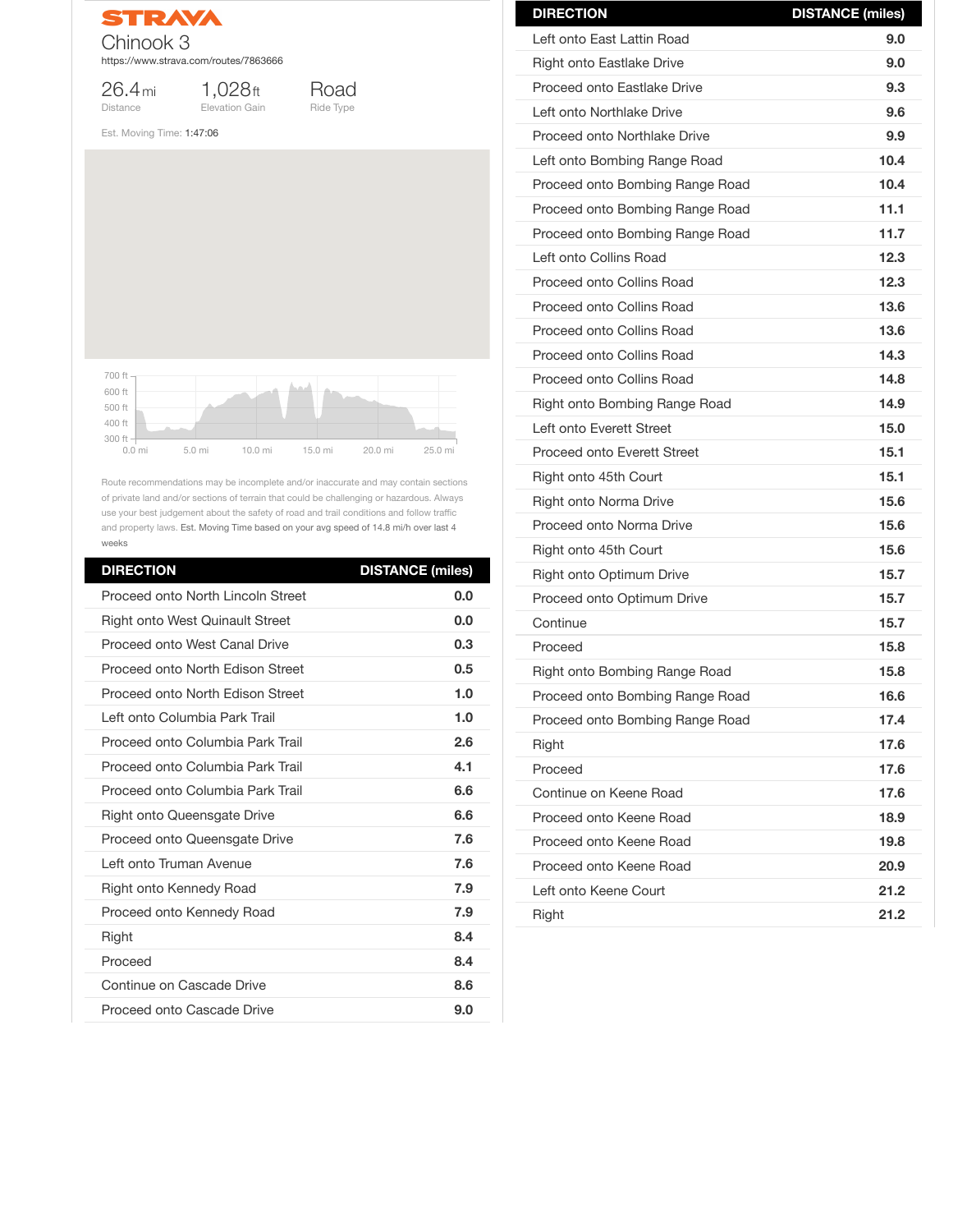STRAVA

# Chinook 3

https://www.strava.com/routes/7863666

26.4 mi Distance | 1,028 ft Elevation Gain | Road Ride Type

Est. Moving Time: 1:47:06

Route recommendations may be incomplete and/or inaccurate and may contain sections of private land and/or sections of terrain that could be challenging or hazardous. Always use your best judgement about the safety of road and trail conditions and follow traffic and property laws. Est. Moving Time based on your avg speed of 14.8 mi/h over last 4 weeks

| DIRECTION | DISTANCE (miles) |
| --- | --- |
| Proceed onto North Lincoln Street | 0.0 |
| Right onto West Quinault Street | 0.0 |
| Proceed onto West Canal Drive | 0.3 |
| Proceed onto North Edison Street | 0.5 |
| Proceed onto North Edison Street | 1.0 |
| Left onto Columbia Park Trail | 1.0 |
| Proceed onto Columbia Park Trail | 2.6 |
| Proceed onto Columbia Park Trail | 4.1 |
| Proceed onto Columbia Park Trail | 6.6 |
| Right onto Queensgate Drive | 6.6 |
| Proceed onto Queensgate Drive | 7.6 |
| Left onto Truman Avenue | 7.6 |
| Right onto Kennedy Road | 7.9 |
| Proceed onto Kennedy Road | 7.9 |
| Right | 8.4 |
| Proceed | 8.4 |
| Continue on Cascade Drive | 8.6 |
| Proceed onto Cascade Drive | 9.0 |
| Left onto East Lattin Road | 9.0 |
| Right onto Eastlake Drive | 9.0 |
| Proceed onto Eastlake Drive | 9.3 |
| Left onto Northlake Drive | 9.6 |
| Proceed onto Northlake Drive | 9.9 |
| Left onto Bombing Range Road | 10.4 |
| Proceed onto Bombing Range Road | 10.4 |
| Proceed onto Bombing Range Road | 11.1 |
| Proceed onto Bombing Range Road | 11.7 |
| Left onto Collins Road | 12.3 |
| Proceed onto Collins Road | 12.3 |
| Proceed onto Collins Road | 13.6 |
| Proceed onto Collins Road | 13.6 |
| Proceed onto Collins Road | 14.3 |
| Proceed onto Collins Road | 14.8 |
| Right onto Bombing Range Road | 14.9 |
| Left onto Everett Street | 15.0 |
| Proceed onto Everett Street | 15.1 |
| Right onto 45th Court | 15.1 |
| Right onto Norma Drive | 15.6 |
| Proceed onto Norma Drive | 15.6 |
| Right onto 45th Court | 15.6 |
| Right onto Optimum Drive | 15.7 |
| Proceed onto Optimum Drive | 15.7 |
| Continue | 15.7 |
| Proceed | 15.8 |
| Right onto Bombing Range Road | 15.8 |
| Proceed onto Bombing Range Road | 16.6 |
| Proceed onto Bombing Range Road | 17.4 |
| Right | 17.6 |
| Proceed | 17.6 |
| Continue on Keene Road | 17.6 |
| Proceed onto Keene Road | 18.9 |
| Proceed onto Keene Road | 19.8 |
| Proceed onto Keene Road | 20.9 |
| Left onto Keene Court | 21.2 |
| Right | 21.2 |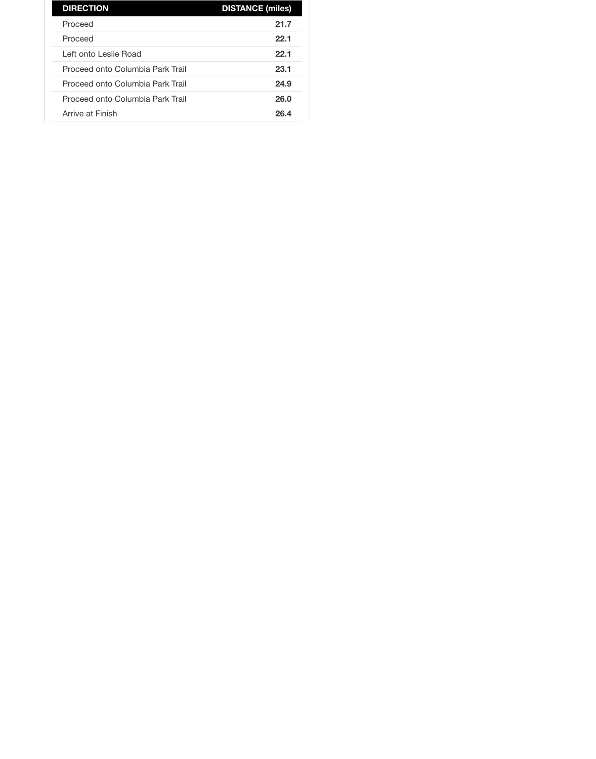| DIRECTION | DISTANCE (miles) |
|---|---|
| Proceed | **21.7** |
| Proceed | **22.1** |
| Left onto Leslie Road | **22.1** |
| Proceed onto Columbia Park Trail | **23.1** |
| Proceed onto Columbia Park Trail | **24.9** |
| Proceed onto Columbia Park Trail | **26.0** |
| Arrive at Finish | **26.4** |